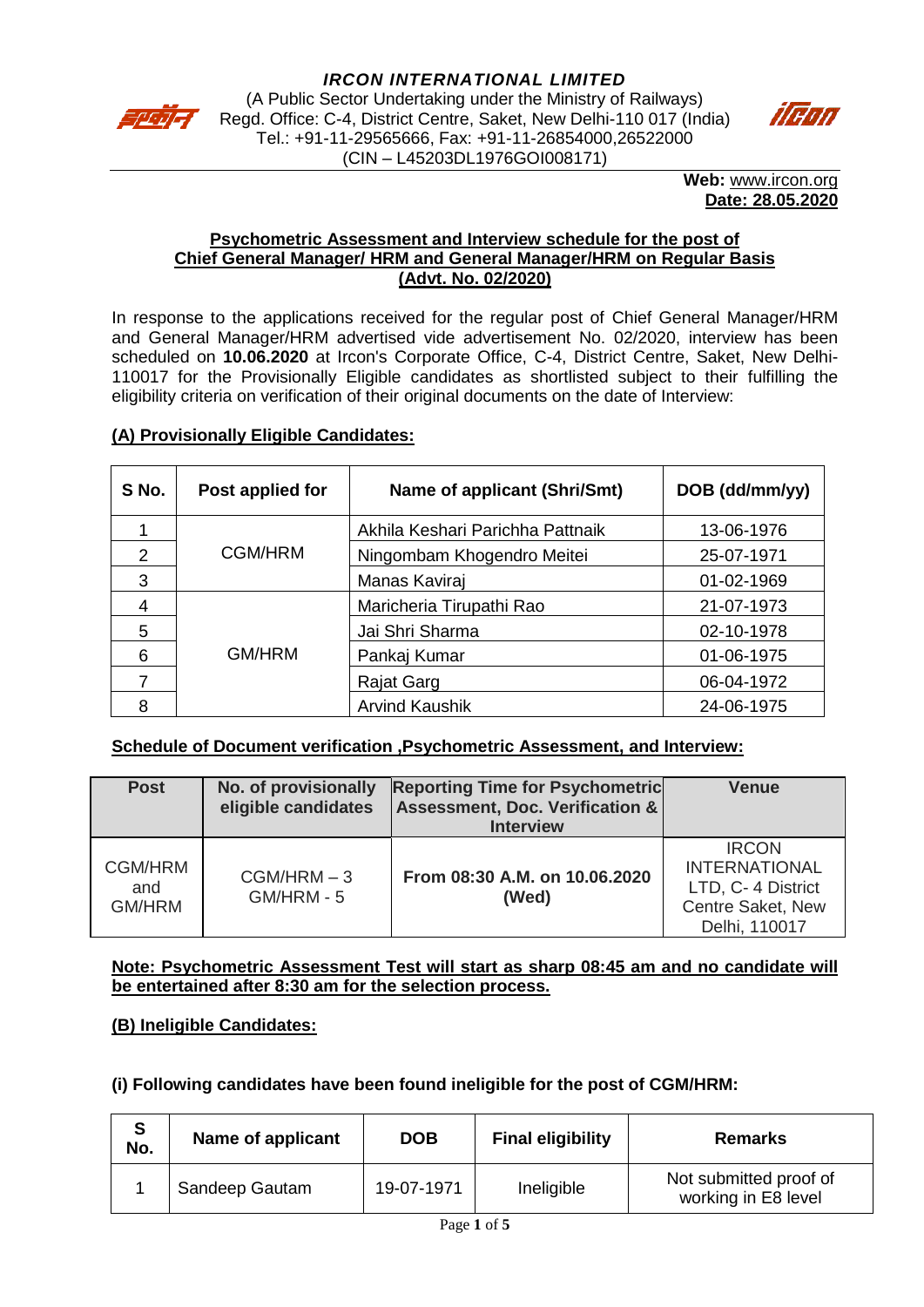# *IRCON INTERNATIONAL LIMITED*

(A Public Sector Undertaking under the Ministry of Railways)
Regd. Office: C-4, District Centre, Saket, New Delhi-110 017 (India)
Tel.: +91-11-29565666, Fax: +91-11-26854000,26522000
(CIN – L45203DL1976GOI008171)

**Web:** www.ircon.org
**Date: 28.05.2020**

## Psychometric Assessment and Interview schedule for the post of Chief General Manager/ HRM and General Manager/HRM on Regular Basis (Advt. No. 02/2020)

In response to the applications received for the regular post of Chief General Manager/HRM and General Manager/HRM advertised vide advertisement No. 02/2020, interview has been scheduled on **10.06.2020** at Ircon's Corporate Office, C-4, District Centre, Saket, New Delhi-110017 for the Provisionally Eligible candidates as shortlisted subject to their fulfilling the eligibility criteria on verification of their original documents on the date of Interview:

### (A) Provisionally Eligible Candidates:

| S No. | Post applied for | Name of applicant (Shri/Smt) | DOB (dd/mm/yy) |
|---|---|---|---|
| 1 | CGM/HRM | Akhila Keshari Parichha Pattnaik | 13-06-1976 |
| 2 | | Ningombam Khogendro Meitei | 25-07-1971 |
| 3 | | Manas Kaviraj | 01-02-1969 |
| 4 | GM/HRM | Maricheria Tirupathi Rao | 21-07-1973 |
| 5 | | Jai Shri Sharma | 02-10-1978 |
| 6 | | Pankaj Kumar | 01-06-1975 |
| 7 | | Rajat Garg | 06-04-1972 |
| 8 | | Arvind Kaushik | 24-06-1975 |

### Schedule of Document verification ,Psychometric Assessment, and Interview:

| Post | No. of provisionally eligible candidates | Reporting Time for Psychometric Assessment, Doc. Verification & Interview | Venue |
|---|---|---|---|
| CGM/HRM and GM/HRM | CGM/HRM – 3 GM/HRM - 5 | **From 08:30 A.M. on 10.06.2020 (Wed)** | IRCON INTERNATIONAL LTD, C- 4 District Centre Saket, New Delhi, 110017 |

**Note: Psychometric Assessment Test will start as sharp 08:45 am and no candidate will be entertained after 8:30 am for the selection process.**

### (B) Ineligible Candidates:

**(i) Following candidates have been found ineligible for the post of CGM/HRM:**

| S No. | Name of applicant | DOB | Final eligibility | Remarks |
|---|---|---|---|---|
| 1 | Sandeep Gautam | 19-07-1971 | Ineligible | Not submitted proof of working in E8 level |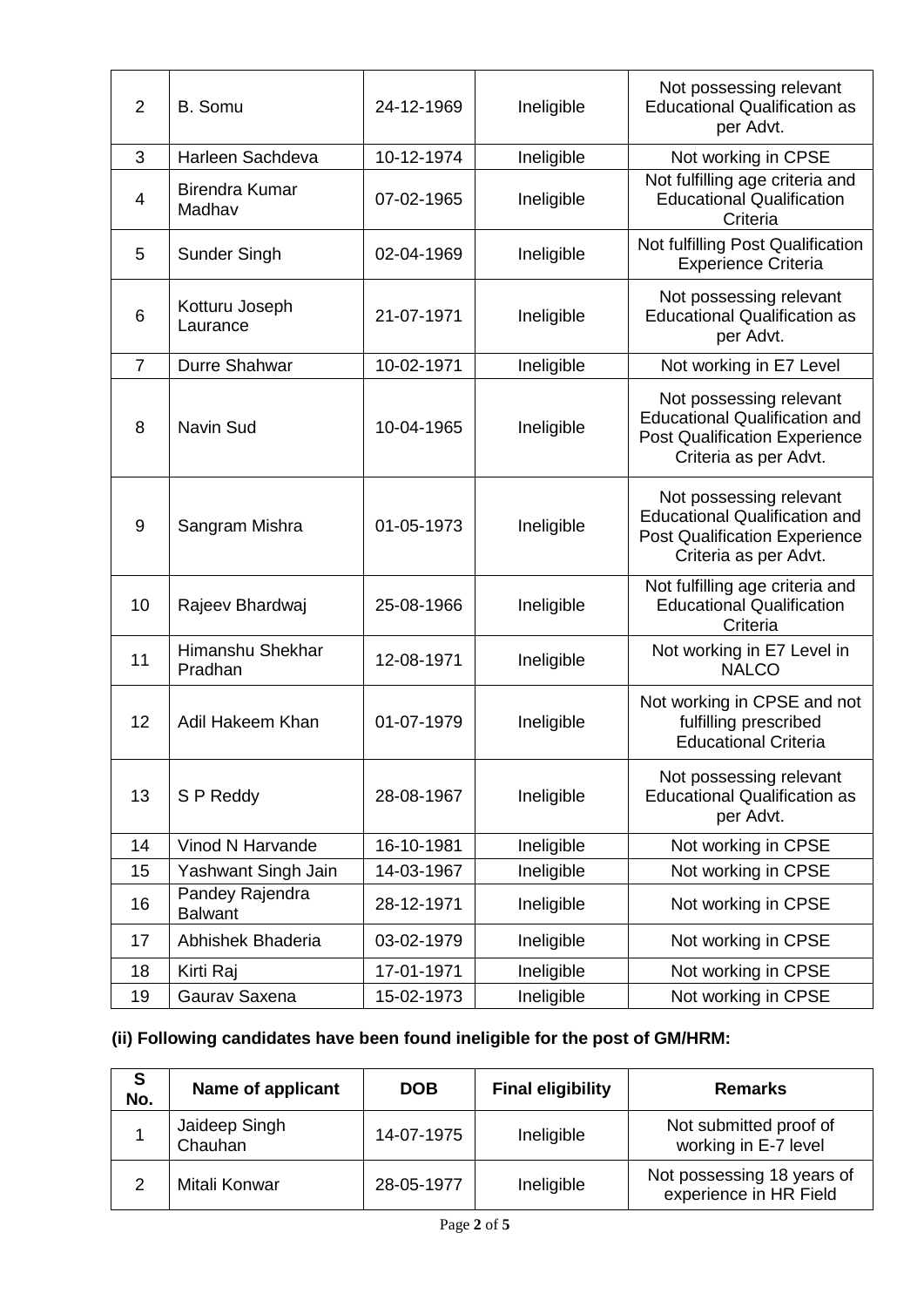| 2 | B. Somu | 24-12-1969 | Ineligible | Not possessing relevant Educational Qualification as per Advt. |
|---|---|---|---|---|
| 3 | Harleen Sachdeva | 10-12-1974 | Ineligible | Not working in CPSE |
| 4 | Birendra Kumar Madhav | 07-02-1965 | Ineligible | Not fulfilling age criteria and Educational Qualification Criteria |
| 5 | Sunder Singh | 02-04-1969 | Ineligible | Not fulfilling Post Qualification Experience Criteria |
| 6 | Kotturu Joseph Laurance | 21-07-1971 | Ineligible | Not possessing relevant Educational Qualification as per Advt. |
| 7 | Durre Shahwar | 10-02-1971 | Ineligible | Not working in E7 Level |
| 8 | Navin Sud | 10-04-1965 | Ineligible | Not possessing relevant Educational Qualification and Post Qualification Experience Criteria as per Advt. |
| 9 | Sangram Mishra | 01-05-1973 | Ineligible | Not possessing relevant Educational Qualification and Post Qualification Experience Criteria as per Advt. |
| 10 | Rajeev Bhardwaj | 25-08-1966 | Ineligible | Not fulfilling age criteria and Educational Qualification Criteria |
| 11 | Himanshu Shekhar Pradhan | 12-08-1971 | Ineligible | Not working in E7 Level in NALCO |
| 12 | Adil Hakeem Khan | 01-07-1979 | Ineligible | Not working in CPSE and not fulfilling prescribed Educational Criteria |
| 13 | S P Reddy | 28-08-1967 | Ineligible | Not possessing relevant Educational Qualification as per Advt. |
| 14 | Vinod N Harvande | 16-10-1981 | Ineligible | Not working in CPSE |
| 15 | Yashwant Singh Jain | 14-03-1967 | Ineligible | Not working in CPSE |
| 16 | Pandey Rajendra Balwant | 28-12-1971 | Ineligible | Not working in CPSE |
| 17 | Abhishek Bhaderia | 03-02-1979 | Ineligible | Not working in CPSE |
| 18 | Kirti Raj | 17-01-1971 | Ineligible | Not working in CPSE |
| 19 | Gaurav Saxena | 15-02-1973 | Ineligible | Not working in CPSE |

**(ii) Following candidates have been found ineligible for the post of GM/HRM:**

| S No. | Name of applicant | DOB | Final eligibility | Remarks |
|---|---|---|---|---|
| 1 | Jaideep Singh Chauhan | 14-07-1975 | Ineligible | Not submitted proof of working in E-7 level |
| 2 | Mitali Konwar | 28-05-1977 | Ineligible | Not possessing 18 years of experience in HR Field |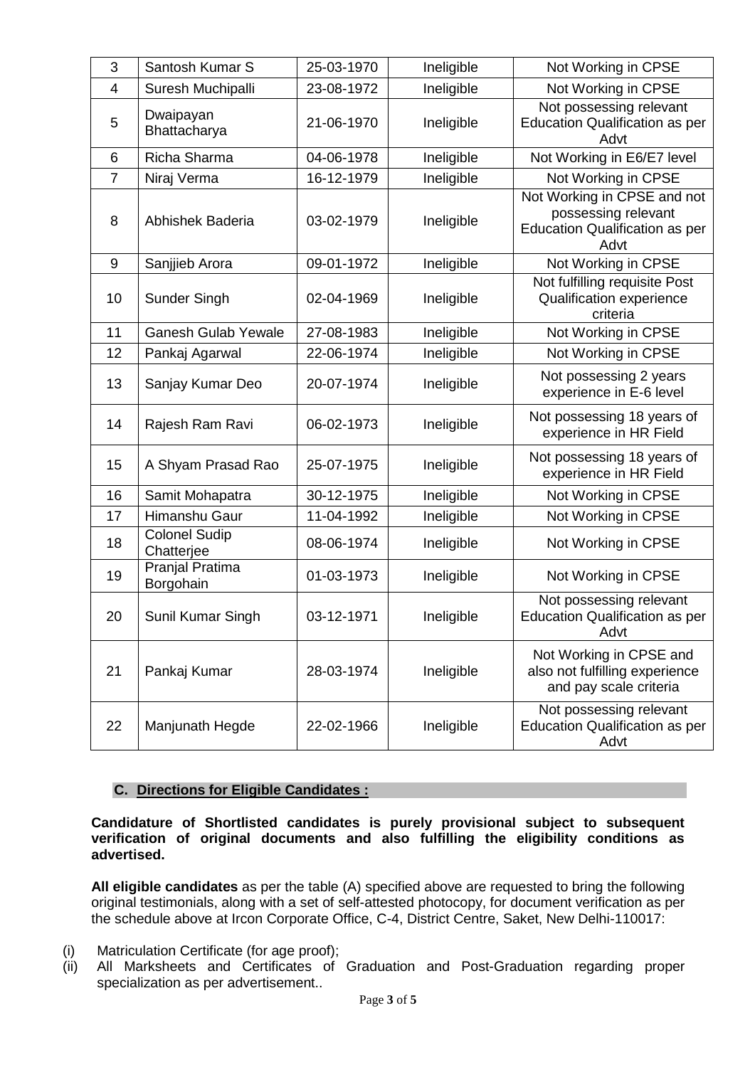| 3 | Santosh Kumar S | 25-03-1970 | Ineligible | Not Working in CPSE |
|---|---|---|---|---|
| 4 | Suresh Muchipalli | 23-08-1972 | Ineligible | Not Working in CPSE |
| 5 | Dwaipayan Bhattacharya | 21-06-1970 | Ineligible | Not possessing relevant Education Qualification as per Advt |
| 6 | Richa Sharma | 04-06-1978 | Ineligible | Not Working in E6/E7 level |
| 7 | Niraj Verma | 16-12-1979 | Ineligible | Not Working in CPSE |
| 8 | Abhishek Baderia | 03-02-1979 | Ineligible | Not Working in CPSE and not possessing relevant Education Qualification as per Advt |
| 9 | Sanjjieb Arora | 09-01-1972 | Ineligible | Not Working in CPSE |
| 10 | Sunder Singh | 02-04-1969 | Ineligible | Not fulfilling requisite Post Qualification experience criteria |
| 11 | Ganesh Gulab Yewale | 27-08-1983 | Ineligible | Not Working in CPSE |
| 12 | Pankaj Agarwal | 22-06-1974 | Ineligible | Not Working in CPSE |
| 13 | Sanjay Kumar Deo | 20-07-1974 | Ineligible | Not possessing 2 years experience in E-6 level |
| 14 | Rajesh Ram Ravi | 06-02-1973 | Ineligible | Not possessing 18 years of experience in HR Field |
| 15 | A Shyam Prasad Rao | 25-07-1975 | Ineligible | Not possessing 18 years of experience in HR Field |
| 16 | Samit Mohapatra | 30-12-1975 | Ineligible | Not Working in CPSE |
| 17 | Himanshu Gaur | 11-04-1992 | Ineligible | Not Working in CPSE |
| 18 | Colonel Sudip Chatterjee | 08-06-1974 | Ineligible | Not Working in CPSE |
| 19 | Pranjal Pratima Borgohain | 01-03-1973 | Ineligible | Not Working in CPSE |
| 20 | Sunil Kumar Singh | 03-12-1971 | Ineligible | Not possessing relevant Education Qualification as per Advt |
| 21 | Pankaj Kumar | 28-03-1974 | Ineligible | Not Working in CPSE and also not fulfilling experience and pay scale criteria |
| 22 | Manjunath Hegde | 22-02-1966 | Ineligible | Not possessing relevant Education Qualification as per Advt |

### C. Directions for Eligible Candidates :

**Candidature of Shortlisted candidates is purely provisional subject to subsequent verification of original documents and also fulfilling the eligibility conditions as advertised.**

**All eligible candidates** as per the table (A) specified above are requested to bring the following original testimonials, along with a set of self-attested photocopy, for document verification as per the schedule above at Ircon Corporate Office, C-4, District Centre, Saket, New Delhi-110017:

(i) Matriculation Certificate (for age proof);
(ii) All Marksheets and Certificates of Graduation and Post-Graduation regarding proper specialization as per advertisement..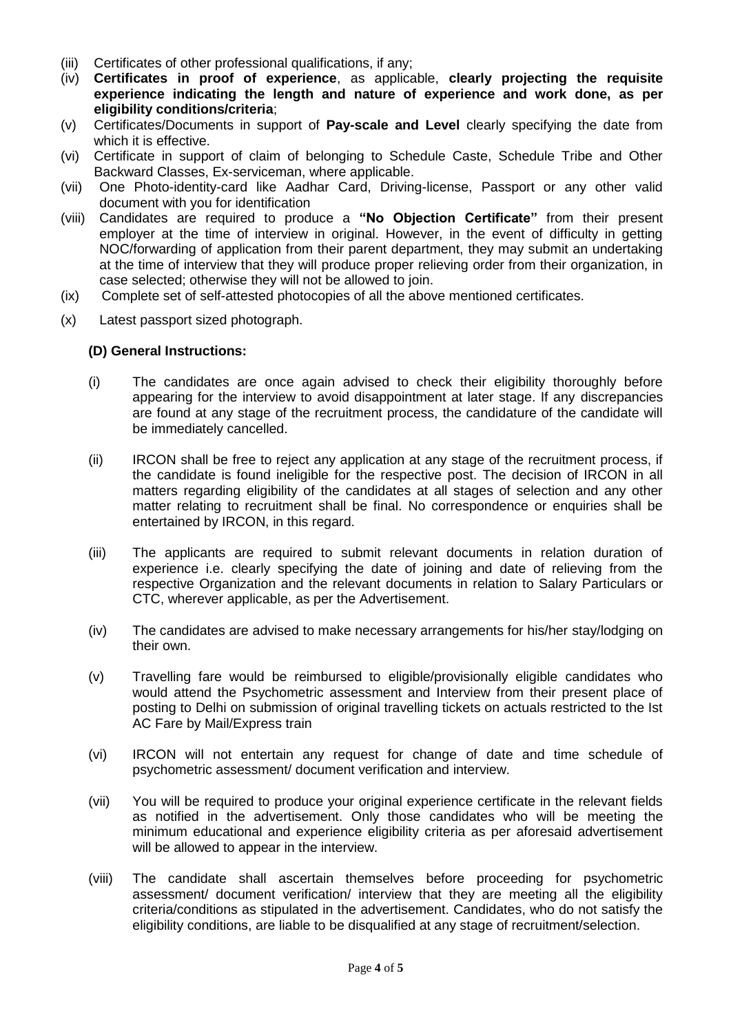(iii) Certificates of other professional qualifications, if any;

(iv) **Certificates in proof of experience**, as applicable, **clearly projecting the requisite experience indicating the length and nature of experience and work done, as per eligibility conditions/criteria**;

(v) Certificates/Documents in support of **Pay-scale and Level** clearly specifying the date from which it is effective.

(vi) Certificate in support of claim of belonging to Schedule Caste, Schedule Tribe and Other Backward Classes, Ex-serviceman, where applicable.

(vii) One Photo-identity-card like Aadhar Card, Driving-license, Passport or any other valid document with you for identification

(viii) Candidates are required to produce a **"No Objection Certificate"** from their present employer at the time of interview in original. However, in the event of difficulty in getting NOC/forwarding of application from their parent department, they may submit an undertaking at the time of interview that they will produce proper relieving order from their organization, in case selected; otherwise they will not be allowed to join.

(ix) Complete set of self-attested photocopies of all the above mentioned certificates.

(x) Latest passport sized photograph.

**(D) General Instructions:**

(i) The candidates are once again advised to check their eligibility thoroughly before appearing for the interview to avoid disappointment at later stage. If any discrepancies are found at any stage of the recruitment process, the candidature of the candidate will be immediately cancelled.

(ii) IRCON shall be free to reject any application at any stage of the recruitment process, if the candidate is found ineligible for the respective post. The decision of IRCON in all matters regarding eligibility of the candidates at all stages of selection and any other matter relating to recruitment shall be final. No correspondence or enquiries shall be entertained by IRCON, in this regard.

(iii) The applicants are required to submit relevant documents in relation duration of experience i.e. clearly specifying the date of joining and date of relieving from the respective Organization and the relevant documents in relation to Salary Particulars or CTC, wherever applicable, as per the Advertisement.

(iv) The candidates are advised to make necessary arrangements for his/her stay/lodging on their own.

(v) Travelling fare would be reimbursed to eligible/provisionally eligible candidates who would attend the Psychometric assessment and Interview from their present place of posting to Delhi on submission of original travelling tickets on actuals restricted to the Ist AC Fare by Mail/Express train

(vi) IRCON will not entertain any request for change of date and time schedule of psychometric assessment/ document verification and interview.

(vii) You will be required to produce your original experience certificate in the relevant fields as notified in the advertisement. Only those candidates who will be meeting the minimum educational and experience eligibility criteria as per aforesaid advertisement will be allowed to appear in the interview.

(viii) The candidate shall ascertain themselves before proceeding for psychometric assessment/ document verification/ interview that they are meeting all the eligibility criteria/conditions as stipulated in the advertisement. Candidates, who do not satisfy the eligibility conditions, are liable to be disqualified at any stage of recruitment/selection.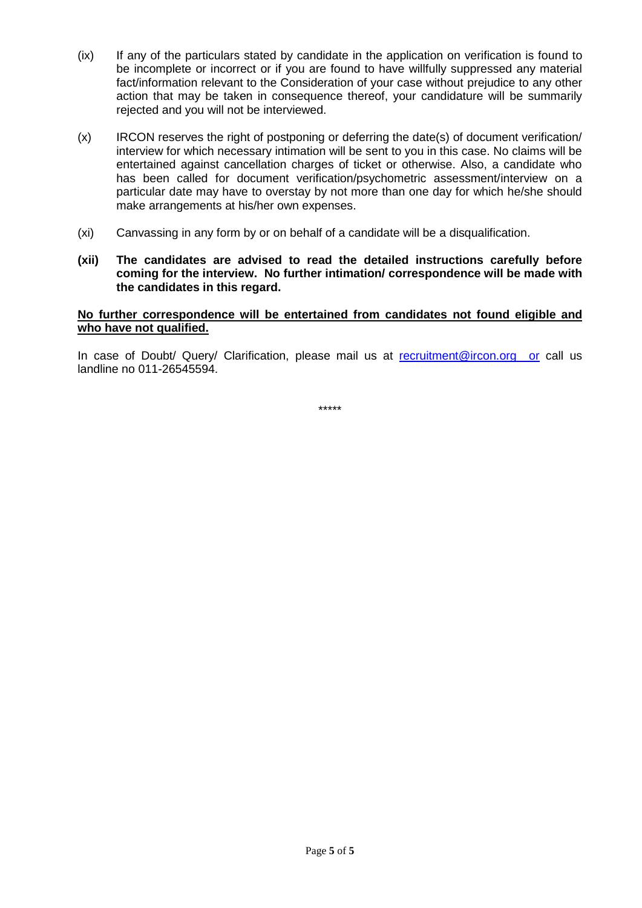(ix) If any of the particulars stated by candidate in the application on verification is found to be incomplete or incorrect or if you are found to have willfully suppressed any material fact/information relevant to the Consideration of your case without prejudice to any other action that may be taken in consequence thereof, your candidature will be summarily rejected and you will not be interviewed.

(x) IRCON reserves the right of postponing or deferring the date(s) of document verification/ interview for which necessary intimation will be sent to you in this case. No claims will be entertained against cancellation charges of ticket or otherwise. Also, a candidate who has been called for document verification/psychometric assessment/interview on a particular date may have to overstay by not more than one day for which he/she should make arrangements at his/her own expenses.

(xi) Canvassing in any form by or on behalf of a candidate will be a disqualification.

**(xii) The candidates are advised to read the detailed instructions carefully before coming for the interview. No further intimation/ correspondence will be made with the candidates in this regard.**

**<u>No further correspondence will be entertained from candidates not found eligible and who have not qualified.</u>**

In case of Doubt/ Query/ Clarification, please mail us at recruitment@ircon.org or call us landline no 011-26545594.

*****